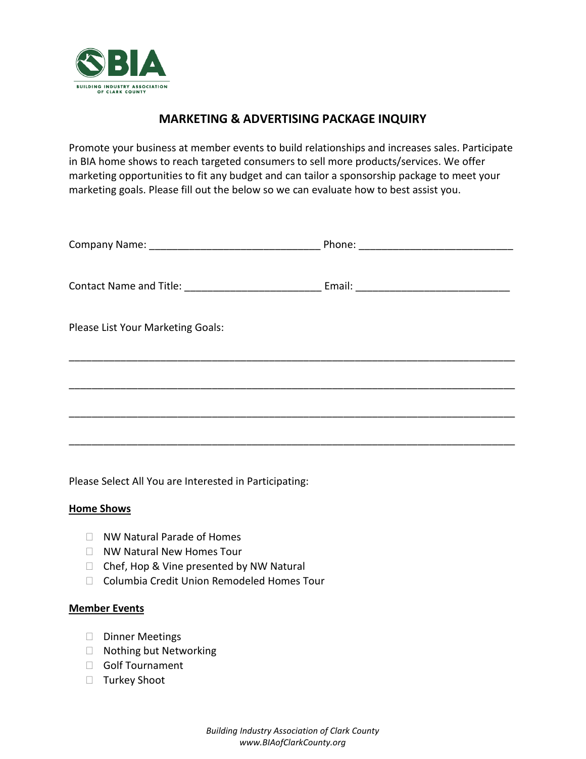# MARKETING & ADVERTISING PACKAGE INQUIRY

Promote your business at member events to build relationships and increases sales. Participate in BIA home shows to reach targeted consumers to sell more products/services. We offer marketing opportunities to fit any budget and can tailor a sponsorship package to meet your marketing goals. Please fill out the below so we can evaluate how to best assist you.

Company Name: ______________________________ Phone: ___________________________

Contact Name and Title: ________________________ Email: ___________________________

Please List Your Marketing Goals:

________________________________________________________________________________

________________________________________________________________________________

________________________________________________________________________________

________________________________________________________________________________

Please Select All You are Interested in Participating:

**Home Shows**

- ☐ NW Natural Parade of Homes
- ☐ NW Natural New Homes Tour
- ☐ Chef, Hop & Vine presented by NW Natural
- ☐ Columbia Credit Union Remodeled Homes Tour

**Member Events**

- ☐ Dinner Meetings
- ☐ Nothing but Networking
- ☐ Golf Tournament
- ☐ Turkey Shoot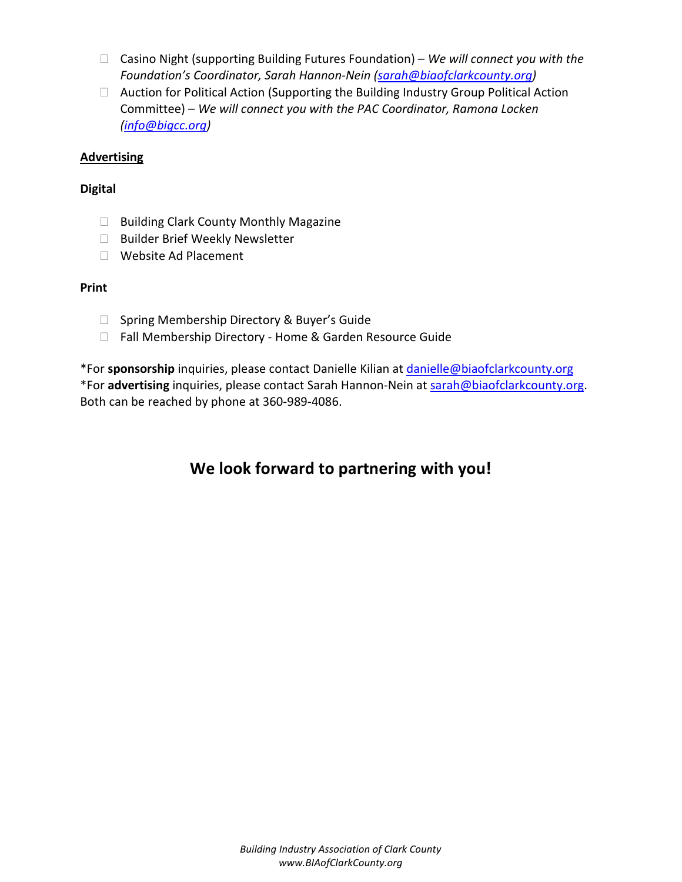- ☐ Casino Night (supporting Building Futures Foundation) – *We will connect you with the Foundation's Coordinator, Sarah Hannon-Nein (sarah@biaofclarkcounty.org)*
- ☐ Auction for Political Action (Supporting the Building Industry Group Political Action Committee) – *We will connect you with the PAC Coordinator, Ramona Locken (info@bigcc.org)*

## Advertising

### Digital

- ☐ Building Clark County Monthly Magazine
- ☐ Builder Brief Weekly Newsletter
- ☐ Website Ad Placement

### Print

- ☐ Spring Membership Directory & Buyer's Guide
- ☐ Fall Membership Directory - Home & Garden Resource Guide

*For **sponsorship** inquiries, please contact Danielle Kilian at danielle@biaofclarkcounty.org
*For **advertising** inquiries, please contact Sarah Hannon-Nein at sarah@biaofclarkcounty.org.
Both can be reached by phone at 360-989-4086.

## We look forward to partnering with you!

*Building Industry Association of Clark County*
*www.BIAofClarkCounty.org*